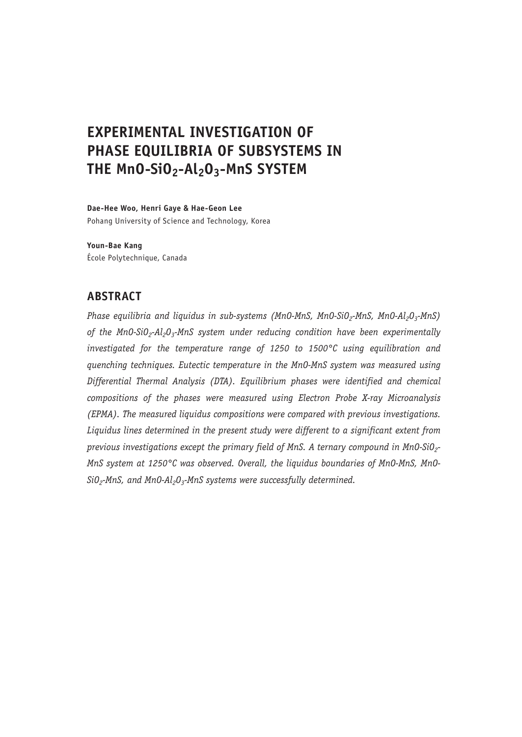# EXPERIMENTAL INVESTIGATION OF PHASE EQUILIBRIA OF SUBSYSTEMS IN THE MnO-$SiO_2$-$Al_2O_3$-MnS SYSTEM

**Dae-Hee Woo, Henri Gaye & Hae-Geon Lee**
Pohang University of Science and Technology, Korea

**Youn-Bae Kang**
École Polytechnique, Canada

## ABSTRACT

*Phase equilibria and liquidus in sub-systems (MnO-MnS, MnO-$SiO_2$-MnS, MnO-$Al_2O_3$-MnS) of the MnO-$SiO_2$-$Al_2O_3$-MnS system under reducing condition have been experimentally investigated for the temperature range of 1250 to 1500°C using equilibration and quenching techniques. Eutectic temperature in the MnO-MnS system was measured using Differential Thermal Analysis (DTA). Equilibrium phases were identified and chemical compositions of the phases were measured using Electron Probe X-ray Microanalysis (EPMA). The measured liquidus compositions were compared with previous investigations. Liquidus lines determined in the present study were different to a significant extent from previous investigations except the primary field of MnS. A ternary compound in MnO-$SiO_2$-MnS system at 1250°C was observed. Overall, the liquidus boundaries of MnO-MnS, MnO-$SiO_2$-MnS, and MnO-$Al_2O_3$-MnS systems were successfully determined.*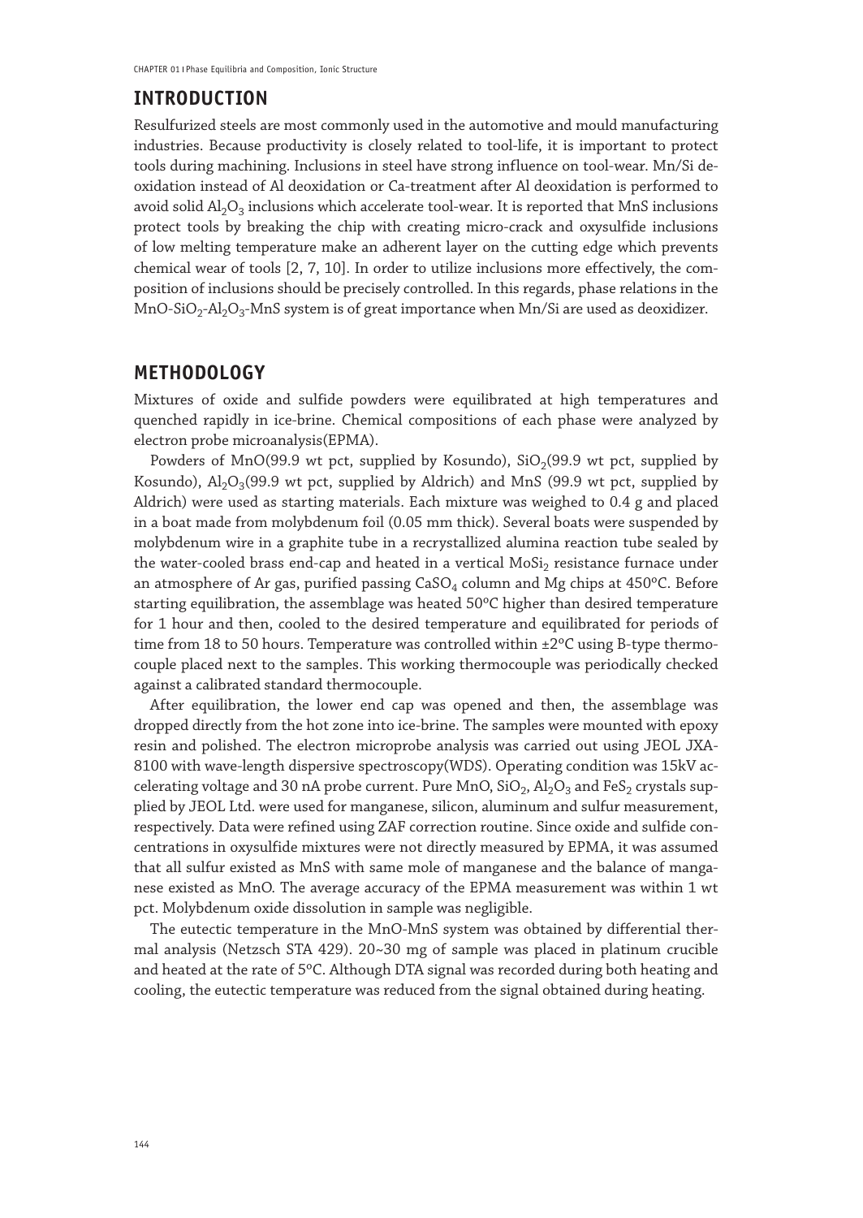## INTRODUCTION

Resulfurized steels are most commonly used in the automotive and mould manufacturing industries. Because productivity is closely related to tool-life, it is important to protect tools during machining. Inclusions in steel have strong influence on tool-wear. Mn/Si deoxidation instead of Al deoxidation or Ca-treatment after Al deoxidation is performed to avoid solid $Al_2O_3$ inclusions which accelerate tool-wear. It is reported that MnS inclusions protect tools by breaking the chip with creating micro-crack and oxysulfide inclusions of low melting temperature make an adherent layer on the cutting edge which prevents chemical wear of tools [2, 7, 10]. In order to utilize inclusions more effectively, the composition of inclusions should be precisely controlled. In this regards, phase relations in the $MnO$-$SiO_2$-$Al_2O_3$-MnS system is of great importance when Mn/Si are used as deoxidizer.

## METHODOLOGY

Mixtures of oxide and sulfide powders were equilibrated at high temperatures and quenched rapidly in ice-brine. Chemical compositions of each phase were analyzed by electron probe microanalysis(EPMA).

Powders of MnO(99.9 wt pct, supplied by Kosundo), $SiO_2$(99.9 wt pct, supplied by Kosundo), $Al_2O_3$(99.9 wt pct, supplied by Aldrich) and MnS (99.9 wt pct, supplied by Aldrich) were used as starting materials. Each mixture was weighed to 0.4 g and placed in a boat made from molybdenum foil (0.05 mm thick). Several boats were suspended by molybdenum wire in a graphite tube in a recrystallized alumina reaction tube sealed by the water-cooled brass end-cap and heated in a vertical $MoSi_2$ resistance furnace under an atmosphere of Ar gas, purified passing $CaSO_4$ column and Mg chips at 450ºC. Before starting equilibration, the assemblage was heated 50ºC higher than desired temperature for 1 hour and then, cooled to the desired temperature and equilibrated for periods of time from 18 to 50 hours. Temperature was controlled within ±2ºC using B-type thermocouple placed next to the samples. This working thermocouple was periodically checked against a calibrated standard thermocouple.

After equilibration, the lower end cap was opened and then, the assemblage was dropped directly from the hot zone into ice-brine. The samples were mounted with epoxy resin and polished. The electron microprobe analysis was carried out using JEOL JXA-8100 with wave-length dispersive spectroscopy(WDS). Operating condition was 15kV accelerating voltage and 30 nA probe current. Pure MnO, $SiO_2$, $Al_2O_3$ and $FeS_2$ crystals supplied by JEOL Ltd. were used for manganese, silicon, aluminum and sulfur measurement, respectively. Data were refined using ZAF correction routine. Since oxide and sulfide concentrations in oxysulfide mixtures were not directly measured by EPMA, it was assumed that all sulfur existed as MnS with same mole of manganese and the balance of manganese existed as MnO. The average accuracy of the EPMA measurement was within 1 wt pct. Molybdenum oxide dissolution in sample was negligible.

The eutectic temperature in the MnO-MnS system was obtained by differential thermal analysis (Netzsch STA 429). 20~30 mg of sample was placed in platinum crucible and heated at the rate of 5ºC. Although DTA signal was recorded during both heating and cooling, the eutectic temperature was reduced from the signal obtained during heating.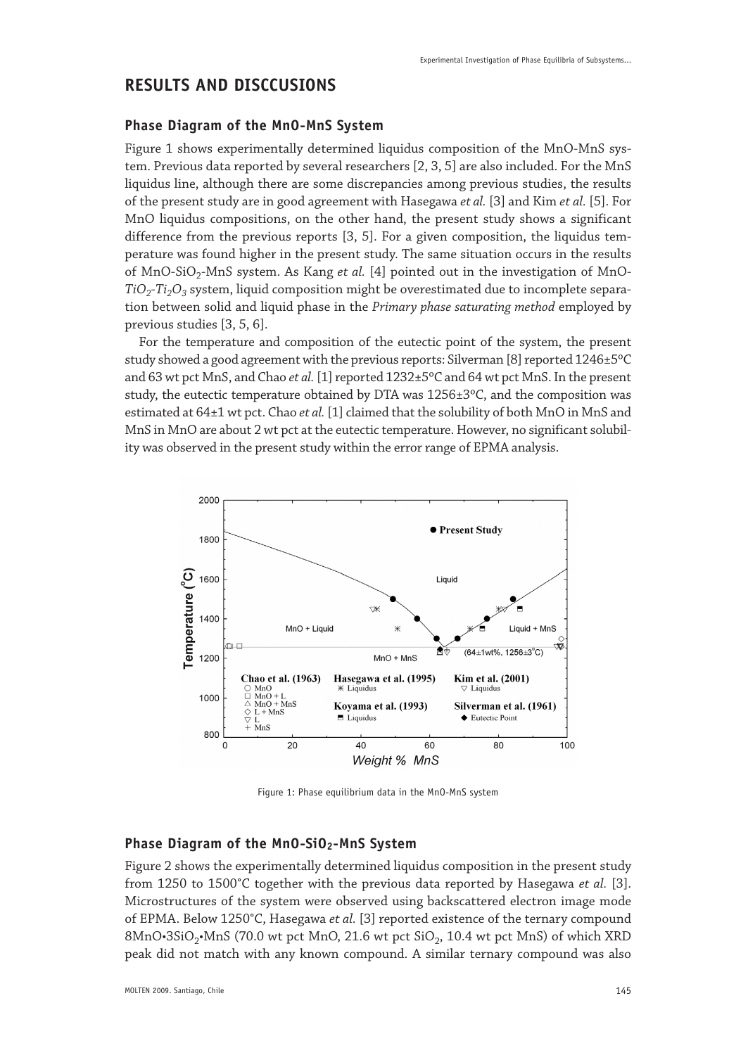## RESULTS AND DISCCUSIONS

### Phase Diagram of the MnO-MnS System

Figure 1 shows experimentally determined liquidus composition of the MnO-MnS system. Previous data reported by several researchers [2, 3, 5] are also included. For the MnS liquidus line, although there are some discrepancies among previous studies, the results of the present study are in good agreement with Hasegawa *et al.* [3] and Kim *et al.* [5]. For MnO liquidus compositions, on the other hand, the present study shows a significant difference from the previous reports [3, 5]. For a given composition, the liquidus temperature was found higher in the present study. The same situation occurs in the results of MnO-$SiO_2$-MnS system. As Kang *et al.* [4] pointed out in the investigation of MnO-$TiO_2$-$Ti_2O_3$ system, liquid composition might be overestimated due to incomplete separation between solid and liquid phase in the *Primary phase saturating method* employed by previous studies [3, 5, 6].

For the temperature and composition of the eutectic point of the system, the present study showed a good agreement with the previous reports: Silverman [8] reported 1246±5°C and 63 wt pct MnS, and Chao *et al.* [1] reported 1232±5°C and 64 wt pct MnS. In the present study, the eutectic temperature obtained by DTA was 1256±3°C, and the composition was estimated at 64±1 wt pct. Chao *et al.* [1] claimed that the solubility of both MnO in MnS and MnS in MnO are about 2 wt pct at the eutectic temperature. However, no significant solubility was observed in the present study within the error range of EPMA analysis.

Figure 1: Phase equilibrium data in the MnO-MnS system

### Phase Diagram of the MnO-$SiO_2$-MnS System

Figure 2 shows the experimentally determined liquidus composition in the present study from 1250 to 1500°C together with the previous data reported by Hasegawa *et al.* [3]. Microstructures of the system were observed using backscattered electron image mode of EPMA. Below 1250°C, Hasegawa *et al.* [3] reported existence of the ternary compound 8MnO•3$SiO_2$•MnS (70.0 wt pct MnO, 21.6 wt pct $SiO_2$, 10.4 wt pct MnS) of which XRD peak did not match with any known compound. A similar ternary compound was also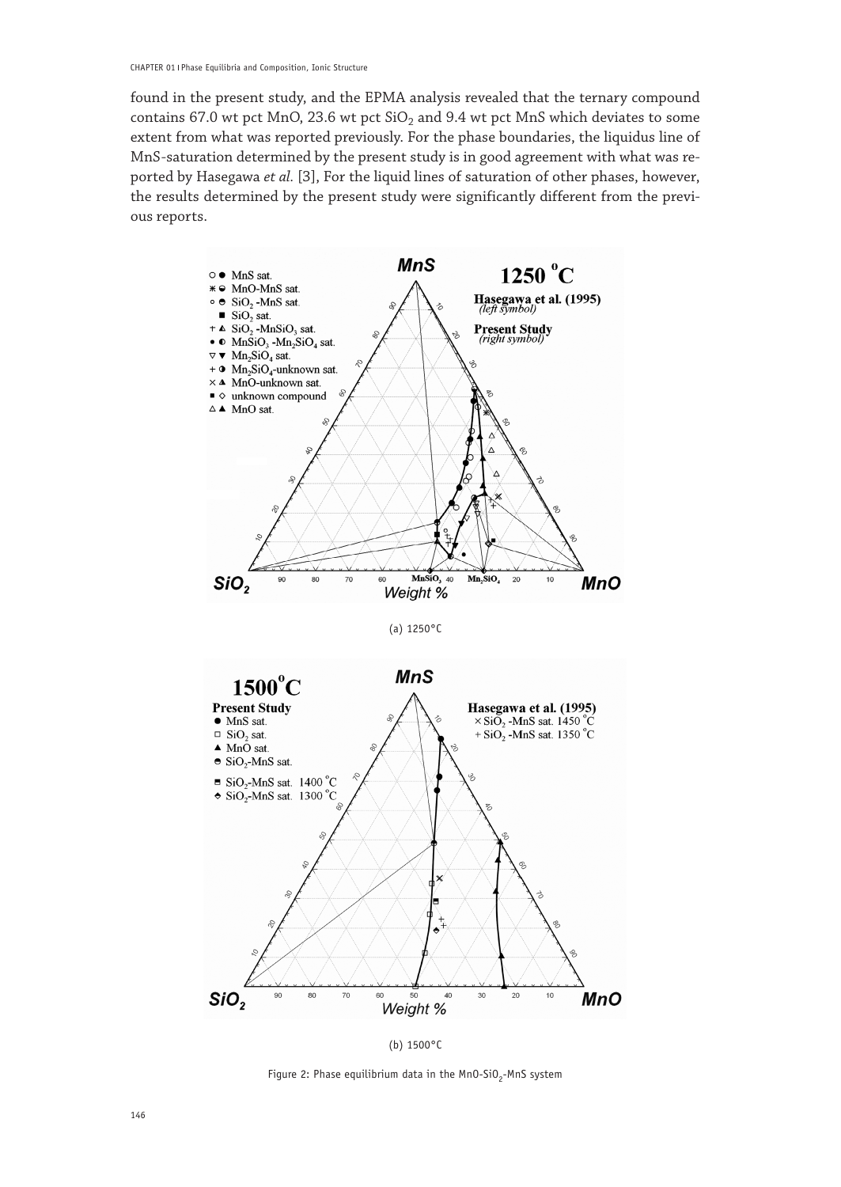found in the present study, and the EPMA analysis revealed that the ternary compound contains 67.0 wt pct MnO, 23.6 wt pct $SiO_2$ and 9.4 wt pct MnS which deviates to some extent from what was reported previously. For the phase boundaries, the liquidus line of MnS-saturation determined by the present study is in good agreement with what was reported by Hasegawa *et al.* [3], For the liquid lines of saturation of other phases, however, the results determined by the present study were significantly different from the previous reports.

(a) 1250°C

(b) 1500°C

Figure 2: Phase equilibrium data in the MnO-$SiO_2$-MnS system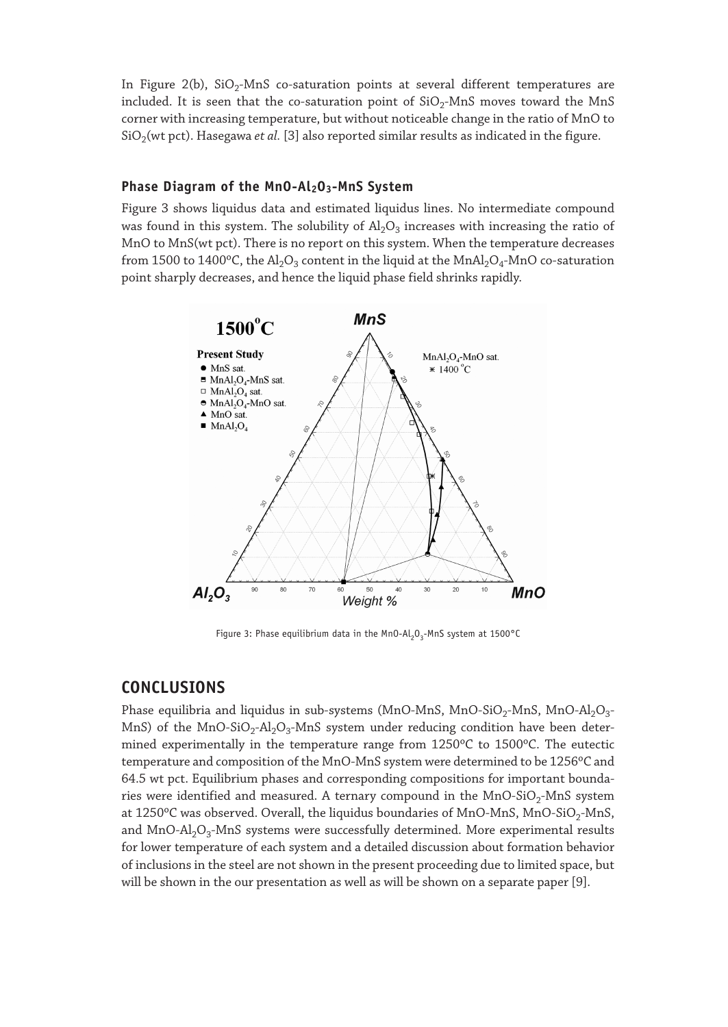In Figure 2(b), $SiO_2$-MnS co-saturation points at several different temperatures are included. It is seen that the co-saturation point of $SiO_2$-MnS moves toward the MnS corner with increasing temperature, but without noticeable change in the ratio of MnO to $SiO_2$(wt pct). Hasegawa *et al.* [3] also reported similar results as indicated in the figure.

### Phase Diagram of the MnO-$Al_2O_3$-MnS System

Figure 3 shows liquidus data and estimated liquidus lines. No intermediate compound was found in this system. The solubility of $Al_2O_3$ increases with increasing the ratio of MnO to MnS(wt pct). There is no report on this system. When the temperature decreases from 1500 to 1400ºC, the $Al_2O_3$ content in the liquid at the $MnAl_2O_4$-MnO co-saturation point sharply decreases, and hence the liquid phase field shrinks rapidly.

Figure 3: Phase equilibrium data in the MnO-$Al_2O_3$-MnS system at 1500°C

## CONCLUSIONS

Phase equilibria and liquidus in sub-systems (MnO-MnS, MnO-$SiO_2$-MnS, MnO-$Al_2O_3$-MnS) of the MnO-$SiO_2$-$Al_2O_3$-MnS system under reducing condition have been determined experimentally in the temperature range from 1250ºC to 1500ºC. The eutectic temperature and composition of the MnO-MnS system were determined to be 1256ºC and 64.5 wt pct. Equilibrium phases and corresponding compositions for important boundaries were identified and measured. A ternary compound in the MnO-$SiO_2$-MnS system at 1250ºC was observed. Overall, the liquidus boundaries of MnO-MnS, MnO-$SiO_2$-MnS, and MnO-$Al_2O_3$-MnS systems were successfully determined. More experimental results for lower temperature of each system and a detailed discussion about formation behavior of inclusions in the steel are not shown in the present proceeding due to limited space, but will be shown in the our presentation as well as will be shown on a separate paper [9].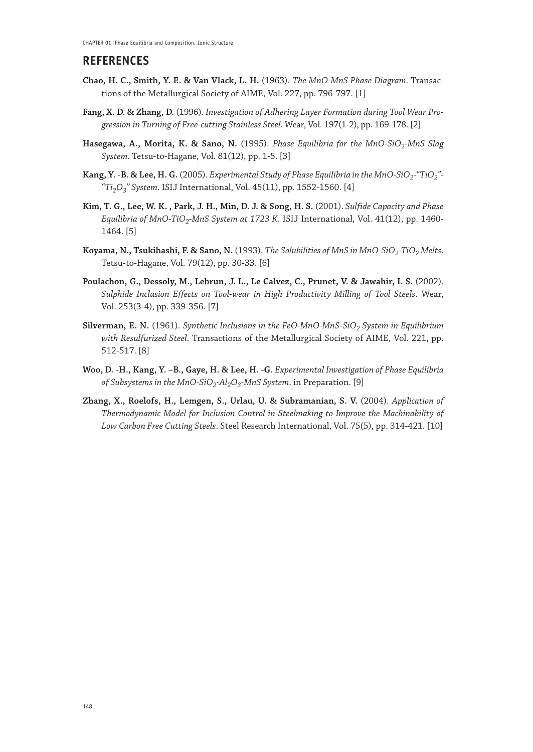## REFERENCES

**Chao, H. C., Smith, Y. E. & Van Vlack, L. H.** (1963). *The MnO-MnS Phase Diagram*. Transactions of the Metallurgical Society of AIME, Vol. 227, pp. 796-797. [1]

**Fang, X. D. & Zhang, D.** (1996). *Investigation of Adhering Layer Formation during Tool Wear Progression in Turning of Free-cutting Stainless Steel*. Wear, Vol. 197(1-2), pp. 169-178. [2]

**Hasegawa, A., Morita, K. & Sano, N.** (1995). *Phase Equilibria for the MnO-$SiO_2$-MnS Slag System*. Tetsu-to-Hagane, Vol. 81(12), pp. 1-5. [3]

**Kang, Y. -B. & Lee, H. G.** (2005). *Experimental Study of Phase Equilibria in the MnO-$SiO_2$-“$TiO_2$”-“$Ti_2O_3$” System*. ISIJ International, Vol. 45(11), pp. 1552-1560. [4]

**Kim, T. G., Lee, W. K. , Park, J. H., Min, D. J. & Song, H. S.** (2001). *Sulfide Capacity and Phase Equilibria of MnO-$TiO_2$-MnS System at 1723 K*. ISIJ International, Vol. 41(12), pp. 1460-1464. [5]

**Koyama, N., Tsukihashi, F. & Sano, N.** (1993). *The Solubilities of MnS in MnO-$SiO_2$-$TiO_2$ Melts*. Tetsu-to-Hagane, Vol. 79(12), pp. 30-33. [6]

**Poulachon, G., Dessoly, M., Lebrun, J. L., Le Calvez, C., Prunet, V. & Jawahir, I. S.** (2002). *Sulphide Inclusion Effects on Tool-wear in High Productivity Milling of Tool Steels*. Wear, Vol. 253(3-4), pp. 339-356. [7]

**Silverman, E. N.** (1961). *Synthetic Inclusions in the FeO-MnO-MnS-$SiO_2$ System in Equilibrium with Resulfurized Steel*. Transactions of the Metallurgical Society of AIME, Vol. 221, pp. 512-517. [8]

**Woo, D. -H., Kang, Y. –B., Gaye, H. & Lee, H. -G.** *Experimental Investigation of Phase Equilibria of Subsystems in the MnO-$SiO_2$-$Al_2O_3$-MnS System*. in Preparation. [9]

**Zhang, X., Roelofs, H., Lemgen, S., Urlau, U. & Subramanian, S. V.** (2004). *Application of Thermodynamic Model for Inclusion Control in Steelmaking to Improve the Machinability of Low Carbon Free Cutting Steels*. Steel Research International, Vol. 75(5), pp. 314-421. [10]